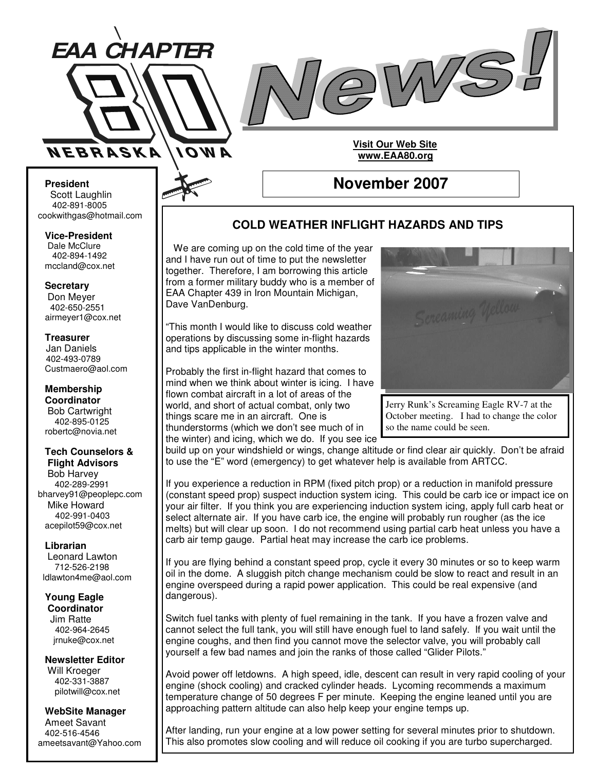# EAA CHAPTER 80 NEBRASKA IOWA

# News!

**Visit Our Web Site**
**www.EAA80.org**

## November 2007

**President**
Scott Laughlin
402-891-8005
cookwithgas@hotmail.com

**Vice-President**
Dale McClure
402-894-1492
mccland@cox.net

**Secretary**
Don Meyer
402-650-2551
airmeyer1@cox.net

**Treasurer**
Jan Daniels
402-493-0789
Custmaero@aol.com

**Membership Coordinator**
Bob Cartwright
402-895-0125
robertc@novia.net

**Tech Counselors & Flight Advisors**
Bob Harvey
402-289-2991
bharvey91@peoplepc.com
Mike Howard
402-991-0403
acepilot59@cox.net

**Librarian**
Leonard Lawton
712-526-2198
ldlawton4me@aol.com

**Young Eagle Coordinator**
Jim Ratte
402-964-2645
jrnuke@cox.net

**Newsletter Editor**
Will Kroeger
402-331-3887
pilotwill@cox.net

**WebSite Manager**
Ameet Savant
402-516-4546
ameetsavant@Yahoo.com

### COLD WEATHER INFLIGHT HAZARDS AND TIPS

We are coming up on the cold time of the year and I have run out of time to put the newsletter together. Therefore, I am borrowing this article from a former military buddy who is a member of EAA Chapter 439 in Iron Mountain Michigan, Dave VanDenburg.

"This month I would like to discuss cold weather operations by discussing some in-flight hazards and tips applicable in the winter months.

Jerry Runk's Screaming Eagle RV-7 at the October meeting. I had to change the color so the name could be seen.

Probably the first in-flight hazard that comes to mind when we think about winter is icing. I have flown combat aircraft in a lot of areas of the world, and short of actual combat, only two things scare me in an aircraft. One is thunderstorms (which we don't see much of in the winter) and icing, which we do. If you see ice build up on your windshield or wings, change altitude or find clear air quickly. Don't be afraid to use the "E" word (emergency) to get whatever help is available from ARTCC.

If you experience a reduction in RPM (fixed pitch prop) or a reduction in manifold pressure (constant speed prop) suspect induction system icing. This could be carb ice or impact ice on your air filter. If you think you are experiencing induction system icing, apply full carb heat or select alternate air. If you have carb ice, the engine will probably run rougher (as the ice melts) but will clear up soon. I do not recommend using partial carb heat unless you have a carb air temp gauge. Partial heat may increase the carb ice problems.

If you are flying behind a constant speed prop, cycle it every 30 minutes or so to keep warm oil in the dome. A sluggish pitch change mechanism could be slow to react and result in an engine overspeed during a rapid power application. This could be real expensive (and dangerous).

Switch fuel tanks with plenty of fuel remaining in the tank. If you have a frozen valve and cannot select the full tank, you will still have enough fuel to land safely. If you wait until the engine coughs, and then find you cannot move the selector valve, you will probably call yourself a few bad names and join the ranks of those called "Glider Pilots."

Avoid power off letdowns. A high speed, idle, descent can result in very rapid cooling of your engine (shock cooling) and cracked cylinder heads. Lycoming recommends a maximum temperature change of 50 degrees F per minute. Keeping the engine leaned until you are approaching pattern altitude can also help keep your engine temps up.

After landing, run your engine at a low power setting for several minutes prior to shutdown. This also promotes slow cooling and will reduce oil cooking if you are turbo supercharged.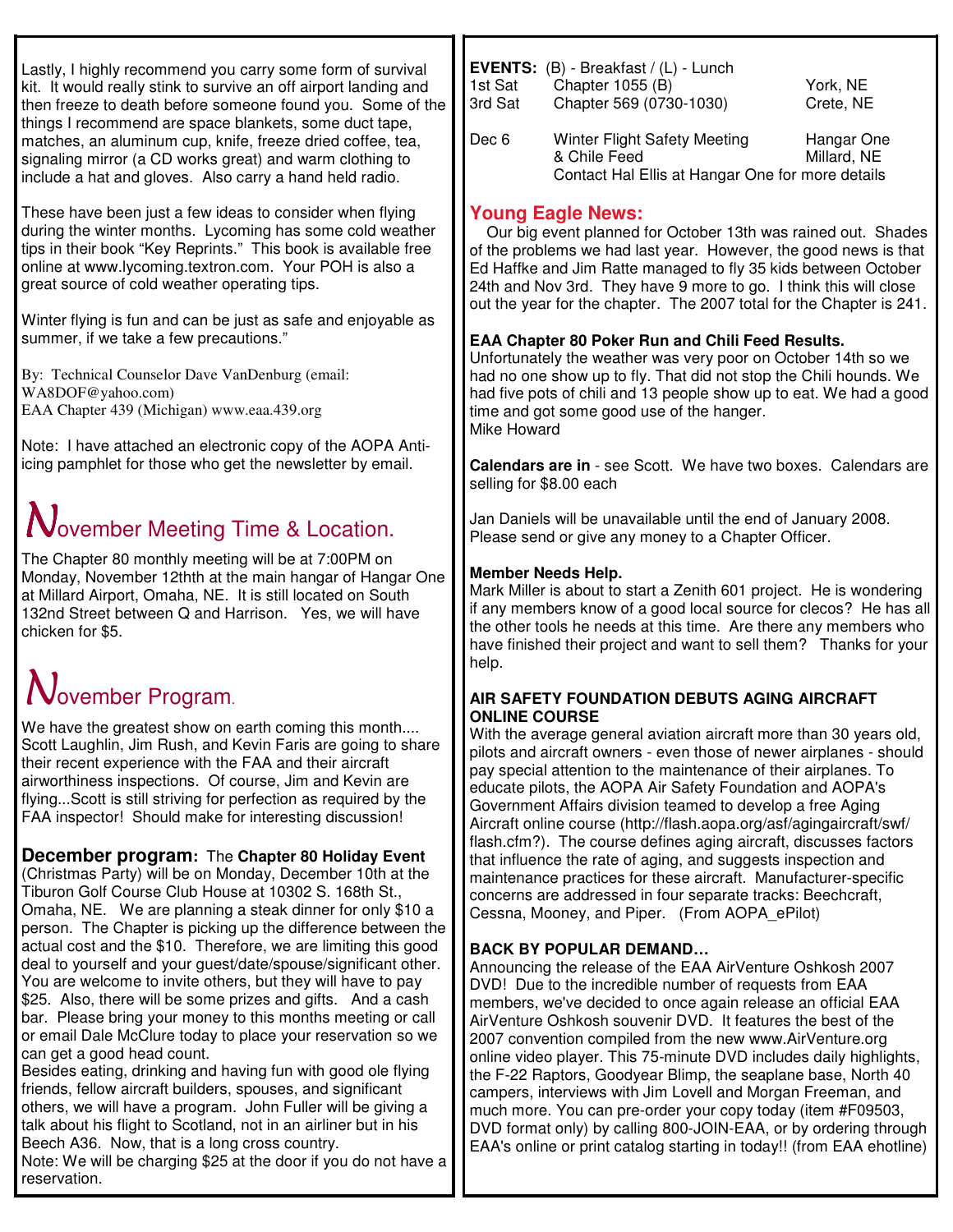Lastly, I highly recommend you carry some form of survival kit. It would really stink to survive an off airport landing and then freeze to death before someone found you. Some of the things I recommend are space blankets, some duct tape, matches, an aluminum cup, knife, freeze dried coffee, tea, signaling mirror (a CD works great) and warm clothing to include a hat and gloves. Also carry a hand held radio.

These have been just a few ideas to consider when flying during the winter months. Lycoming has some cold weather tips in their book "Key Reprints." This book is available free online at www.lycoming.textron.com. Your POH is also a great source of cold weather operating tips.

Winter flying is fun and can be just as safe and enjoyable as summer, if we take a few precautions."

By: Technical Counselor Dave VanDenburg (email: WA8DOF@yahoo.com)
EAA Chapter 439 (Michigan) www.eaa.439.org

Note: I have attached an electronic copy of the AOPA Anti-icing pamphlet for those who get the newsletter by email.

## November Meeting Time & Location.

The Chapter 80 monthly meeting will be at 7:00PM on Monday, November 12thth at the main hangar of Hangar One at Millard Airport, Omaha, NE. It is still located on South 132nd Street between Q and Harrison. Yes, we will have chicken for $5.

## November Program.

We have the greatest show on earth coming this month.... Scott Laughlin, Jim Rush, and Kevin Faris are going to share their recent experience with the FAA and their aircraft airworthiness inspections. Of course, Jim and Kevin are flying...Scott is still striving for perfection as required by the FAA inspector! Should make for interesting discussion!

**December program:** The **Chapter 80 Holiday Event** (Christmas Party) will be on Monday, December 10th at the Tiburon Golf Course Club House at 10302 S. 168th St., Omaha, NE. We are planning a steak dinner for only $10 a person. The Chapter is picking up the difference between the actual cost and the $10. Therefore, we are limiting this good deal to yourself and your guest/date/spouse/significant other. You are welcome to invite others, but they will have to pay $25. Also, there will be some prizes and gifts. And a cash bar. Please bring your money to this months meeting or call or email Dale McClure today to place your reservation so we can get a good head count.
Besides eating, drinking and having fun with good ole flying friends, fellow aircraft builders, spouses, and significant others, we will have a program. John Fuller will be giving a talk about his flight to Scotland, not in an airliner but in his Beech A36. Now, that is a long cross country.
Note: We will be charging $25 at the door if you do not have a reservation.

**EVENTS:** (B) - Breakfast / (L) - Lunch

| | | |
|---|---|---|
| 1st Sat | Chapter 1055 (B) | York, NE |
| 3rd Sat | Chapter 569 (0730-1030) | Crete, NE |
| Dec 6 | Winter Flight Safety Meeting & Chile Feed | Hangar One Millard, NE |
| | Contact Hal Ellis at Hangar One for more details | |

## Young Eagle News:

Our big event planned for October 13th was rained out. Shades of the problems we had last year. However, the good news is that Ed Haffke and Jim Ratte managed to fly 35 kids between October 24th and Nov 3rd. They have 9 more to go. I think this will close out the year for the chapter. The 2007 total for the Chapter is 241.

**EAA Chapter 80 Poker Run and Chili Feed Results.**
Unfortunately the weather was very poor on October 14th so we had no one show up to fly. That did not stop the Chili hounds. We had five pots of chili and 13 people show up to eat. We had a good time and got some good use of the hanger.
Mike Howard

**Calendars are in** - see Scott. We have two boxes. Calendars are selling for $8.00 each

Jan Daniels will be unavailable until the end of January 2008. Please send or give any money to a Chapter Officer.

**Member Needs Help.**
Mark Miller is about to start a Zenith 601 project. He is wondering if any members know of a good local source for clecos? He has all the other tools he needs at this time. Are there any members who have finished their project and want to sell them? Thanks for your help.

**AIR SAFETY FOUNDATION DEBUTS AGING AIRCRAFT ONLINE COURSE**
With the average general aviation aircraft more than 30 years old, pilots and aircraft owners - even those of newer airplanes - should pay special attention to the maintenance of their airplanes. To educate pilots, the AOPA Air Safety Foundation and AOPA's Government Affairs division teamed to develop a free Aging Aircraft online course (http://flash.aopa.org/asf/agingaircraft/swf/flash.cfm?). The course defines aging aircraft, discusses factors that influence the rate of aging, and suggests inspection and maintenance practices for these aircraft. Manufacturer-specific concerns are addressed in four separate tracks: Beechcraft, Cessna, Mooney, and Piper. (From AOPA_ePilot)

**BACK BY POPULAR DEMAND…**
Announcing the release of the EAA AirVenture Oshkosh 2007 DVD! Due to the incredible number of requests from EAA members, we've decided to once again release an official EAA AirVenture Oshkosh souvenir DVD. It features the best of the 2007 convention compiled from the new www.AirVenture.org online video player. This 75-minute DVD includes daily highlights, the F-22 Raptors, Goodyear Blimp, the seaplane base, North 40 campers, interviews with Jim Lovell and Morgan Freeman, and much more. You can pre-order your copy today (item #F09503, DVD format only) by calling 800-JOIN-EAA, or by ordering through EAA's online or print catalog starting in today!! (from EAA ehotline)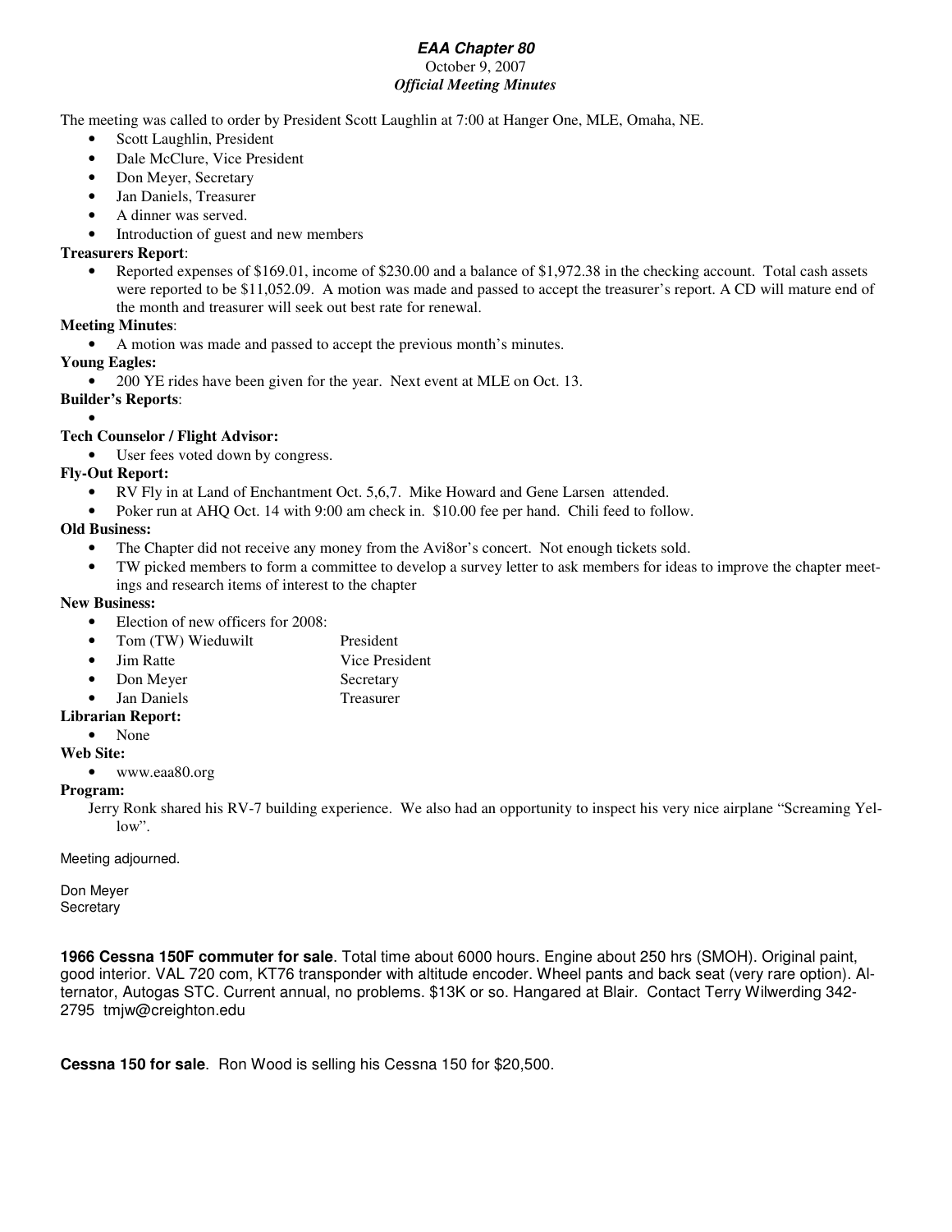# *EAA Chapter 80*

October 9, 2007

***Official Meeting Minutes***

The meeting was called to order by President Scott Laughlin at 7:00 at Hanger One, MLE, Omaha, NE.

- Scott Laughlin, President
- Dale McClure, Vice President
- Don Meyer, Secretary
- Jan Daniels, Treasurer
- A dinner was served.
- Introduction of guest and new members

**Treasurers Report**:

- Reported expenses of $169.01, income of $230.00 and a balance of $1,972.38 in the checking account. Total cash assets were reported to be $11,052.09. A motion was made and passed to accept the treasurer's report. A CD will mature end of the month and treasurer will seek out best rate for renewal.

**Meeting Minutes**:

- A motion was made and passed to accept the previous month's minutes.

**Young Eagles:**

- 200 YE rides have been given for the year. Next event at MLE on Oct. 13.

**Builder's Reports**:

- 

**Tech Counselor / Flight Advisor:**

- User fees voted down by congress.

**Fly-Out Report:**

- RV Fly in at Land of Enchantment Oct. 5,6,7. Mike Howard and Gene Larsen attended.
- Poker run at AHQ Oct. 14 with 9:00 am check in. $10.00 fee per hand. Chili feed to follow.

**Old Business:**

- The Chapter did not receive any money from the Avi8or's concert. Not enough tickets sold.
- TW picked members to form a committee to develop a survey letter to ask members for ideas to improve the chapter meetings and research items of interest to the chapter

**New Business:**

- Election of new officers for 2008:
- Tom (TW) Wieduwilt — President
- Jim Ratte — Vice President
- Don Meyer — Secretary
- Jan Daniels — Treasurer

**Librarian Report:**

- None

**Web Site:**

- www.eaa80.org

**Program:**

Jerry Ronk shared his RV-7 building experience. We also had an opportunity to inspect his very nice airplane "Screaming Yellow".

Meeting adjourned.

Don Meyer
Secretary

**1966 Cessna 150F commuter for sale**. Total time about 6000 hours. Engine about 250 hrs (SMOH). Original paint, good interior. VAL 720 com, KT76 transponder with altitude encoder. Wheel pants and back seat (very rare option). Alternator, Autogas STC. Current annual, no problems. $13K or so. Hangared at Blair. Contact Terry Wilwerding 342-2795 tmjw@creighton.edu

**Cessna 150 for sale**. Ron Wood is selling his Cessna 150 for $20,500.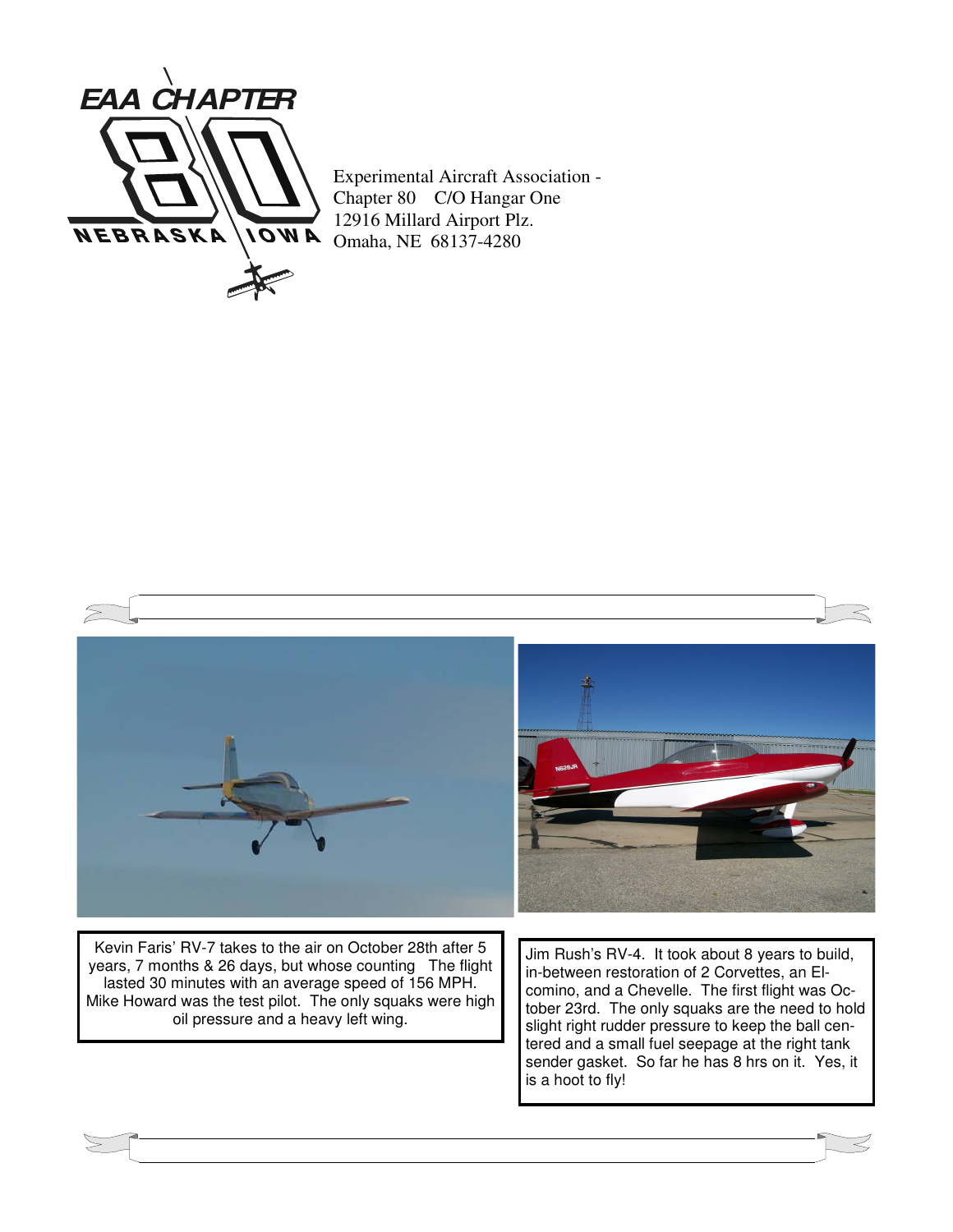EAA CHAPTER 80 NEBRASKA IOWA

Experimental Aircraft Association -
Chapter 80 C/O Hangar One
12916 Millard Airport Plz.
Omaha, NE 68137-4280

Kevin Faris' RV-7 takes to the air on October 28th after 5 years, 7 months & 26 days, but whose counting The flight lasted 30 minutes with an average speed of 156 MPH. Mike Howard was the test pilot. The only squaks were high oil pressure and a heavy left wing.

Jim Rush's RV-4. It took about 8 years to build, in-between restoration of 2 Corvettes, an El-comino, and a Chevelle. The first flight was October 23rd. The only squaks are the need to hold slight right rudder pressure to keep the ball centered and a small fuel seepage at the right tank sender gasket. So far he has 8 hrs on it. Yes, it is a hoot to fly!